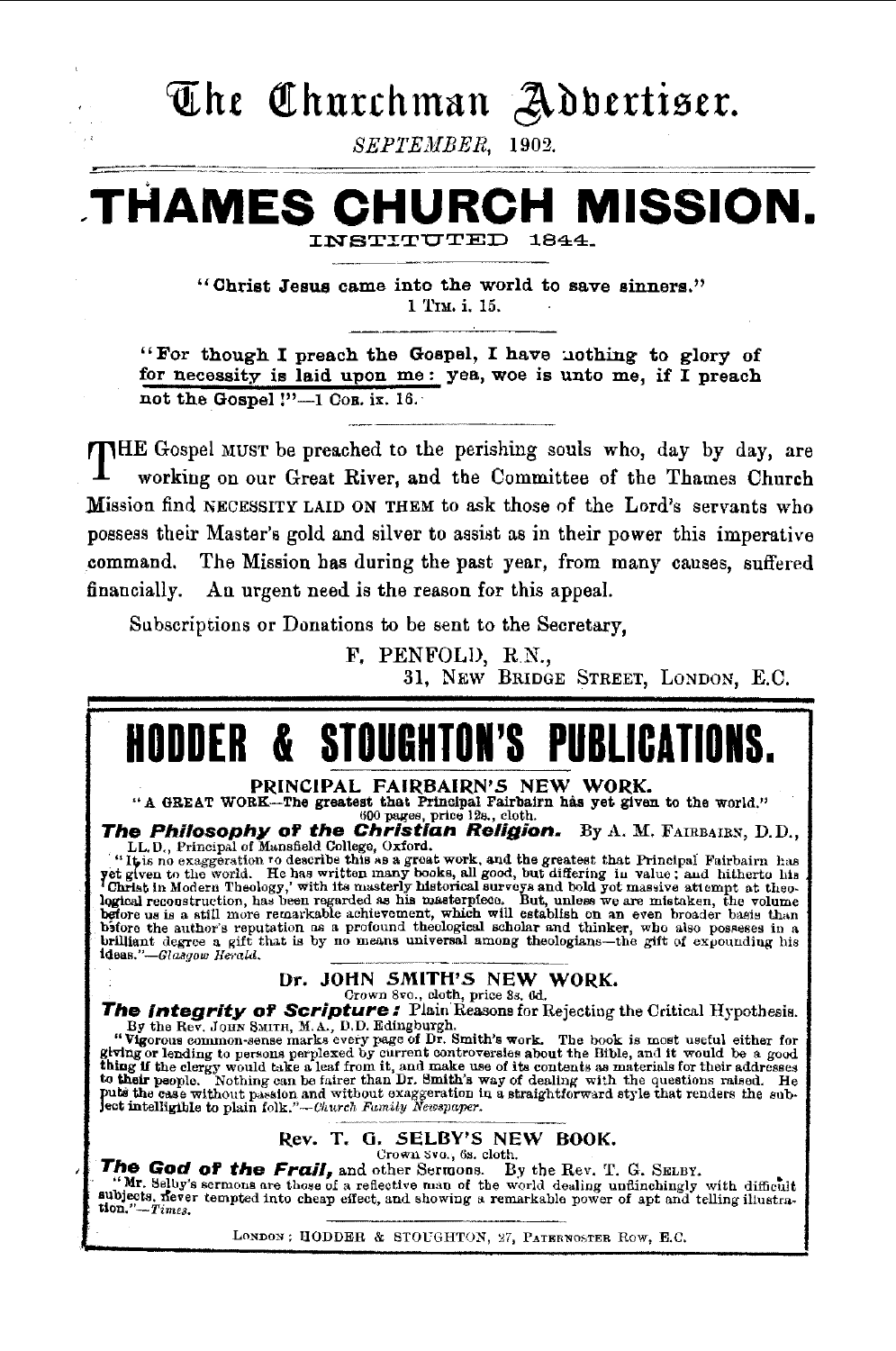# The Churchman Advertiser.

*SEPTEMBER, 1902.*

# THAMES CHURCH MISSION.

INSTITUTED 1844.

"**Christ Jesus came into the world to save sinners.**"
1 TIM. i. 15.

"**For though I preach the Gospel, I have nothing to glory of for necessity is laid upon me: yea, woe is unto me, if I preach not the Gospel!**"—1 COR. ix. 16.

THE Gospel MUST be preached to the perishing souls who, day by day, are working on our Great River, and the Committee of the Thames Church Mission find NECESSITY LAID ON THEM to ask those of the Lord's servants who possess their Master's gold and silver to assist as in their power this imperative command. The Mission has during the past year, from many causes, suffered financially. An urgent need is the reason for this appeal.

Subscriptions or Donations to be sent to the Secretary,

F. PENFOLD, R.N.,
31, NEW BRIDGE STREET, LONDON, E.C.

---

# HODDER & STOUGHTON'S PUBLICATIONS.

## PRINCIPAL FAIRBAIRN'S NEW WORK.

"**A GREAT WORK—The greatest that Principal Fairbairn has yet given to the world.**"
600 pages, price 12s., cloth.

***The Philosophy of the Christian Religion.*** By A. M. FAIRBAIRN, D.D., LL.D., Principal of Mansfield College, Oxford.

"It is no exaggeration to describe this as a great work, and the greatest that Principal Fairbairn has yet given to the world. He has written many books, all good, but differing in value; and hitherto his 'Christ in Modern Theology,' with its masterly historical surveys and bold yet massive attempt at theological reconstruction, has been regarded as his masterpiece. But, unless we are mistaken, the volume before us is a still more remarkable achievement, which will establish on an even broader basis than before the author's reputation as a profound theological scholar and thinker, who also posseses in a brilliant degree a gift that is by no means universal among theologians—the gift of expounding his ideas."—*Glasgow Herald.*

## Dr. JOHN SMITH'S NEW WORK.

Crown 8vo., cloth, price 3s. 6d.

***The Integrity of Scripture:*** Plain Reasons for Rejecting the Critical Hypothesis. By the Rev. JOHN SMITH, M.A., D.D. Edingburgh.

"Vigorous common-sense marks every page of Dr. Smith's work. The book is most useful either for giving or lending to persons perplexed by current controversies about the Bible, and it would be a good thing if the clergy would take a leaf from it, and make use of its contents as materials for their addresses to their people. Nothing can be fairer than Dr. Smith's way of dealing with the questions raised. He puts the case without passion and without exaggeration in a straightforward style that renders the subject intelligible to plain folk."—*Church Family Newspaper.*

## Rev. T. G. SELBY'S NEW BOOK.

Crown 8vo., 6s. cloth.

***The God of the Frail,*** and other Sermons. By the Rev. T. G. SELBY.

"Mr. Selby's sermons are those of a reflective man of the world dealing unflinchingly with difficult subjects, never tempted into cheap effect, and showing a remarkable power of apt and telling illustration."—*Times.*

LONDON: HODDER & STOUGHTON, 27, PATERNOSTER ROW, E.C.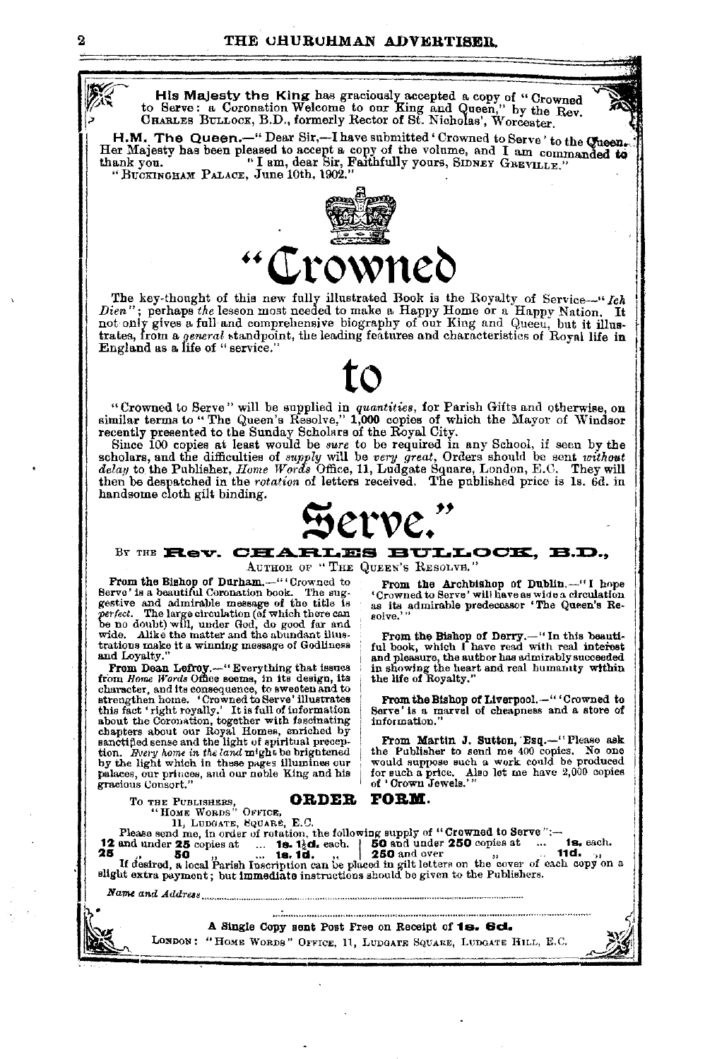**His Majesty the King** has graciously accepted a copy of "Crowned to Serve: a Coronation Welcome to our King and Queen," by the Rev. CHARLES BULLOCK, B.D., formerly Rector of St. Nicholas', Worcester.

**H.M. The Queen.**—"Dear Sir,—I have submitted 'Crowned to Serve' to the Queen. Her Majesty has been pleased to accept a copy of the volume, and I am commanded to thank you. "I am, dear Sir, Faithfully yours, SIDNEY GREVILLE."
"BUCKINGHAM PALACE, June 10th, 1902."

# "Crowned

The key-thought of this new fully illustrated Book is the Royalty of Service—"*Ich Dien*"; perhaps *the* lesson most needed to make a Happy Home or a Happy Nation. It not only gives a full and comprehensive biography of our King and Queen, but it illustrates, from a *general* standpoint, the leading features and characteristics of Royal life in England as a life of "service."

# to

"Crowned to Serve" will be supplied in *quantities*, for Parish Gifts and otherwise, on similar terms to "The Queen's Resolve," 1,000 copies of which the Mayor of Windsor recently presented to the Sunday Scholars of the Royal City.

Since 100 copies at least would be *sure* to be required in any School, if seen by the scholars, and the difficulties of *supply* will be *very great*, Orders should be sent *without delay* to the Publisher, *Home Words* Office, 11, Ludgate Square, London, E.C. They will then be despatched in the *rotation* of letters received. The published price is 1s. 6d. in handsome cloth gilt binding.

# Serve."

BY THE **Rev. CHARLES BULLOCK, B.D.,**
AUTHOR OF "THE QUEEN'S RESOLVE."

**From the Bishop of Durham.**—"'Crowned to Serve' is a beautiful Coronation book. The suggestive and admirable message of the title is *perfect*. The large circulation (of which there can be no doubt) will, under God, do good far and wide. Alike the matter and the abundant illustrations make it a winning message of Godliness and Loyalty."

**From Dean Lefroy.**—"Everything that issues from *Home Words* Office seems, in its design, its character, and its consequence, to sweeten and to strengthen home. 'Crowned to Serve' illustrates this fact 'right royally.' It is full of information about the Coronation, together with fascinating chapters about our Royal Homes, enriched by sanctified sense and the light of spiritual preception. *Every home in the land* might be brightened by the light which in these pages illumines our palaces, our princes, and our noble King and his gracious Consort."

**From the Archbishop of Dublin.**—"I hope 'Crowned to Serve' will have as wide a circulation as its admirable predecessor 'The Queen's Resolve.'"

**From the Bishop of Derry.**—"In this beautiful book, which I have read with real interest and pleasure, the author has admirably succeeded in showing the heart and real humanity within the life of Royalty."

**From the Bishop of Liverpool.**—"'Crowned to Serve' is a marvel of cheapness and a store of information."

**From Martin J. Sutton, Esq.**—"Please ask the Publisher to send me 400 copies. No one would suppose such a work could be produced for such a price. Also let me have 2,000 copies of 'Crown Jewels.'"

## ORDER FORM.

TO THE PUBLISHERS,
"HOME WORDS" OFFICE,
11, LUDGATE SQUARE, E.C.

Please send me, in order of rotation, the following supply of "Crowned to Serve":—

| | |
|---|---|
| **12** and under **25** copies at ... **1s. 1½d.** each. | **50** and under **250** copies at ... **1s.** each. |
| **25** " **50** " ... **1s. 1d.** " | **250** and over " " ... **11d.** " |

If desired, a local Parish Inscription can be placed in gilt letters on the cover of each copy on a slight extra payment; but **immediate** instructions should be given to the Publishers.

*Name and Address*..................................................

A Single Copy sent Post Free on Receipt of **1s. 6d.**

LONDON: "HOME WORDS" OFFICE, 11, LUDGATE SQUARE, LUDGATE HILL, E.C.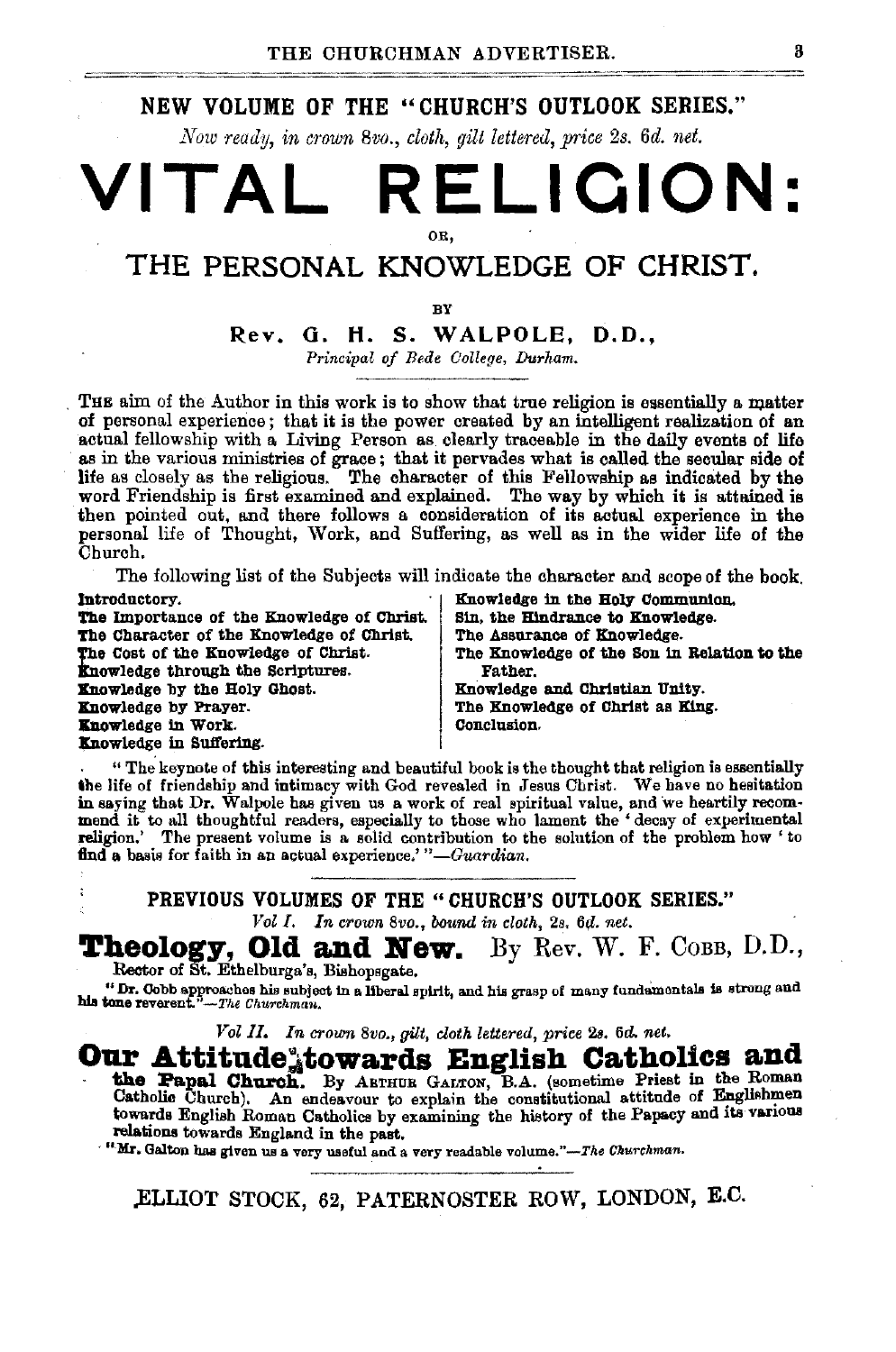## NEW VOLUME OF THE "CHURCH'S OUTLOOK SERIES."

*Now ready, in crown 8vo., cloth, gilt lettered, price 2s. 6d. net.*

# VITAL RELIGION:

OR,

## THE PERSONAL KNOWLEDGE OF CHRIST.

BY

**Rev. G. H. S. WALPOLE, D.D.,**

*Principal of Bede College, Durham.*

THE aim of the Author in this work is to show that true religion is essentially a matter of personal experience; that it is the power created by an intelligent realization of an actual fellowship with a Living Person as clearly traceable in the daily events of life as in the various ministries of grace; that it pervades what is called the secular side of life as closely as the religious. The character of this Fellowship as indicated by the word Friendship is first examined and explained. The way by which it is attained is then pointed out, and there follows a consideration of its actual experience in the personal life of Thought, Work, and Suffering, as well as in the wider life of the Church.

The following list of the Subjects will indicate the character and scope of the book.

**Introductory.**
**The Importance of the Knowledge of Christ.**
**The Character of the Knowledge of Christ.**
**The Cost of the Knowledge of Christ.**
**Knowledge through the Scriptures.**
**Knowledge by the Holy Ghost.**
**Knowledge by Prayer.**
**Knowledge in Work.**
**Knowledge in Suffering.**
**Knowledge in the Holy Communion.**
**Sin, the Hindrance to Knowledge.**
**The Assurance of Knowledge.**
**The Knowledge of the Son in Relation to the Father.**
**Knowledge and Christian Unity.**
**The Knowledge of Christ as King.**
**Conclusion.**

"The keynote of this interesting and beautiful book is the thought that religion is essentially the life of friendship and intimacy with God revealed in Jesus Christ. We have no hesitation in saying that Dr. Walpole has given us a work of real spiritual value, and we heartily recommend it to all thoughtful readers, especially to those who lament the 'decay of experimental religion.' The present volume is a solid contribution to the solution of the problem how 'to find a basis for faith in an actual experience.'"—*Guardian.*

---

## PREVIOUS VOLUMES OF THE "CHURCH'S OUTLOOK SERIES."

*Vol I. In crown 8vo., bound in cloth, 2s. 6d. net.*

### Theology, Old and New. By Rev. W. F. COBB, D.D.,

Rector of St. Ethelburga's, Bishopsgate.

"Dr. Cobb approaches his subject in a liberal spirit, and his grasp of many fundamentals is strong and his tone reverent."—*The Churchman.*

*Vol II. In crown 8vo., gilt, cloth lettered, price 2s. 6d. net.*

### Our Attitude towards English Catholics and the Papal Church.

By ARTHUR GALTON, B.A. (sometime Priest in the Roman Catholic Church). An endeavour to explain the constitutional attitude of Englishmen towards English Roman Catholics by examining the history of the Papacy and its various relations towards England in the past.

"Mr. Galton has given us a very useful and a very readable volume."—*The Churchman.*

---

ELLIOT STOCK, 62, PATERNOSTER ROW, LONDON, E.C.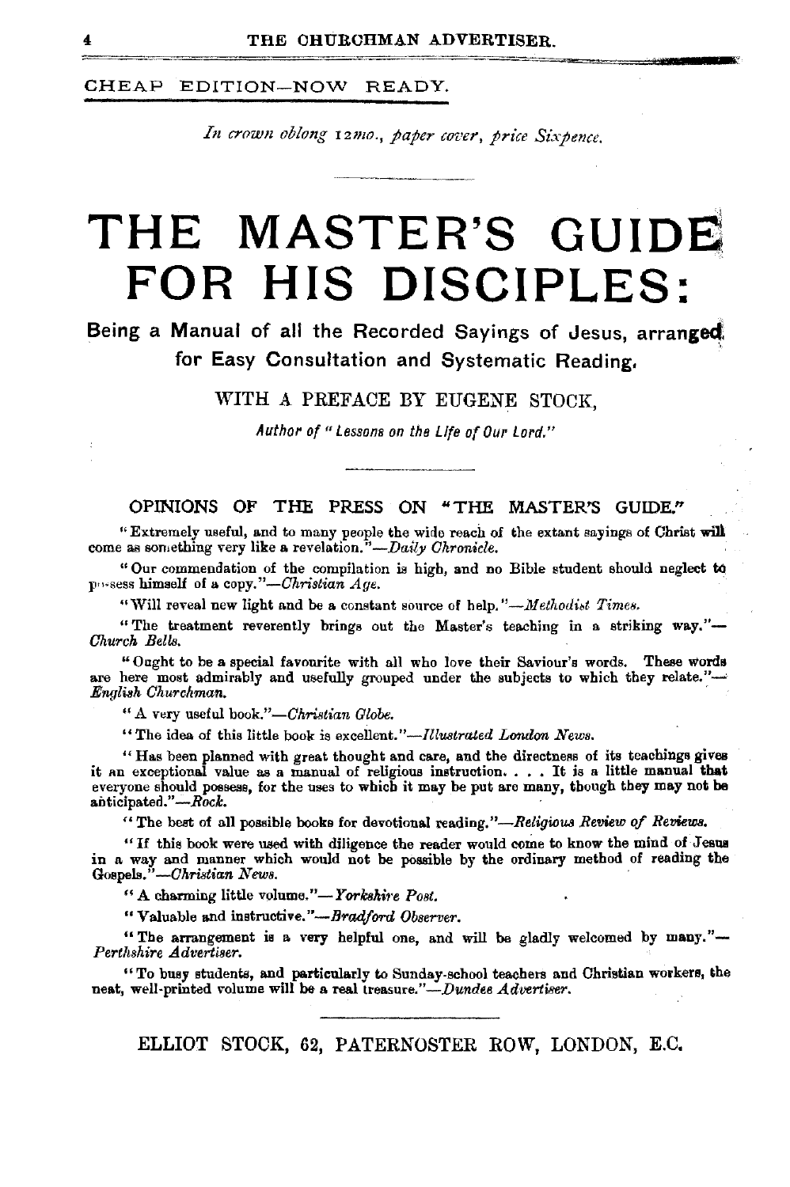CHEAP EDITION—NOW READY.

*In crown oblong 12mo., paper cover, price Sixpence.*

# THE MASTER'S GUIDE FOR HIS DISCIPLES:

## Being a Manual of all the Recorded Sayings of Jesus, arranged for Easy Consultation and Systematic Reading.

WITH A PREFACE BY EUGENE STOCK,

*Author of "Lessons on the Life of Our Lord."*

### OPINIONS OF THE PRESS ON "THE MASTER'S GUIDE."

"Extremely useful, and to many people the wide reach of the extant sayings of Christ will come as something very like a revelation."—*Daily Chronicle.*

"Our commendation of the compilation is high, and no Bible student should neglect to possess himself of a copy."—*Christian Age.*

"Will reveal new light and be a constant source of help."—*Methodist Times.*

"The treatment reverently brings out the Master's teaching in a striking way."—*Church Bells.*

"Ought to be a special favourite with all who love their Saviour's words. These words are here most admirably and usefully grouped under the subjects to which they relate."—*English Churchman.*

"A very useful book."—*Christian Globe.*

"The idea of this little book is excellent."—*Illustrated London News.*

"Has been planned with great thought and care, and the directness of its teachings gives it an exceptional value as a manual of religious instruction. . . . It is a little manual that everyone should possess, for the uses to which it may be put are many, though they may not be anticipated."—*Rock.*

"The best of all possible books for devotional reading."—*Religious Review of Reviews.*

"If this book were used with diligence the reader would come to know the mind of Jesus in a way and manner which would not be possible by the ordinary method of reading the Gospels."—*Christian News.*

"A charming little volume."—*Yorkshire Post.*

"Valuable and instructive."—*Bradford Observer.*

"The arrangement is a very helpful one, and will be gladly welcomed by many."—*Perthshire Advertiser.*

"To busy students, and particularly to Sunday-school teachers and Christian workers, the neat, well-printed volume will be a real treasure."—*Dundee Advertiser.*

ELLIOT STOCK, 62, PATERNOSTER ROW, LONDON, E.C.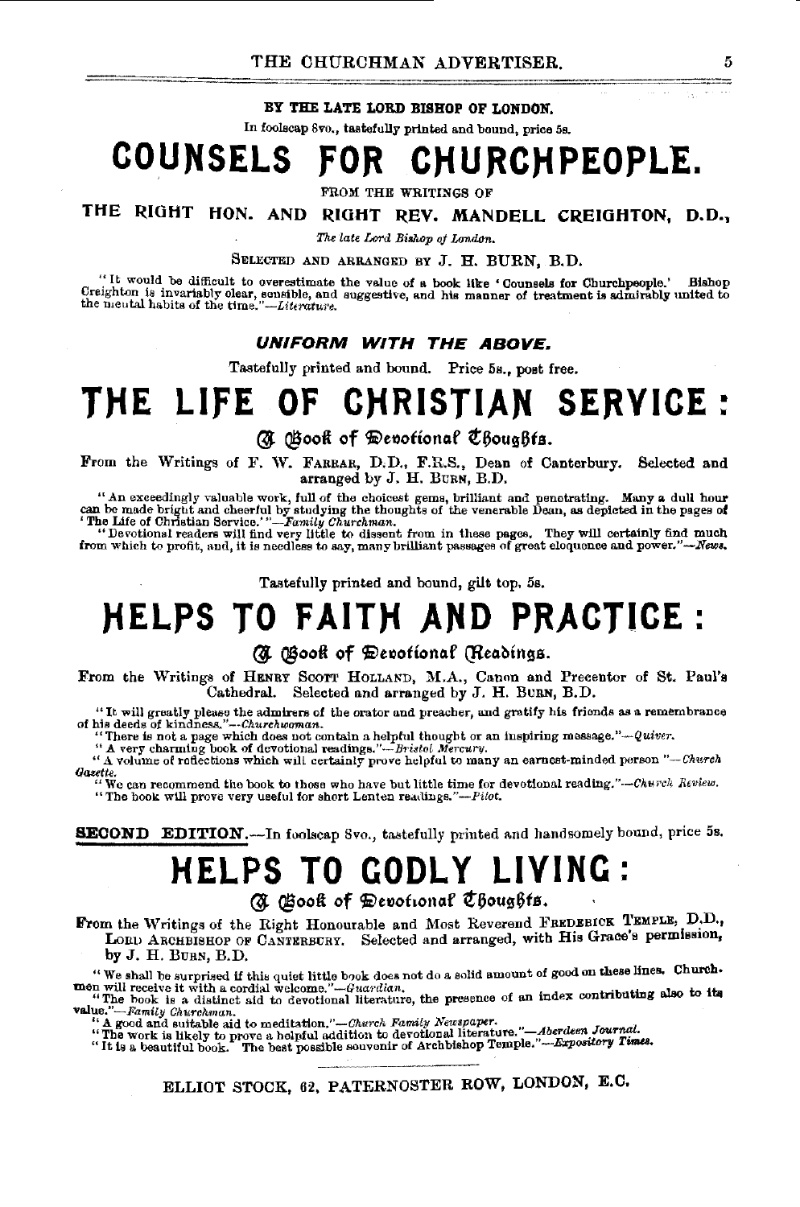**BY THE LATE LORD BISHOP OF LONDON.**

In foolscap 8vo., tastefully printed and bound, price 5s.

# COUNSELS FOR CHURCHPEOPLE.

FROM THE WRITINGS OF

**THE RIGHT HON. AND RIGHT REV. MANDELL CREIGHTON, D.D.,**

*The late Lord Bishop of London.*

SELECTED AND ARRANGED BY J. H. BURN, B.D.

"It would be difficult to overestimate the value of a book like 'Counsels for Churchpeople.' Bishop Creighton is invariably clear, sensible, and suggestive, and his manner of treatment is admirably united to the mental habits of the time."—*Literature.*

***UNIFORM WITH THE ABOVE.***

Tastefully printed and bound. Price 5s., post free.

# THE LIFE OF CHRISTIAN SERVICE:

## A Book of Devotional Thoughts.

From the Writings of F. W. FARRAR, D.D., F.R.S., Dean of Canterbury. Selected and arranged by J. H. BURN, B.D.

"An exceedingly valuable work, full of the choicest gems, brilliant and penetrating. Many a dull hour can be made bright and cheerful by studying the thoughts of the venerable Dean, as depicted in the pages of 'The Life of Christian Service.'"—*Family Churchman.*

"Devotional readers will find very little to dissent from in these pages. They will certainly find much from which to profit, and, it is needless to say, many brilliant passages of great eloquence and power."—*News.*

Tastefully printed and bound, gilt top, 5s.

# HELPS TO FAITH AND PRACTICE:

## A Book of Devotional Readings.

From the Writings of HENRY SCOTT HOLLAND, M.A., Canon and Precentor of St. Paul's Cathedral. Selected and arranged by J. H. BURN, B.D.

"It will greatly please the admirers of the orator and preacher, and gratify his friends as a remembrance of his deeds of kindness."—*Churchwoman.*

"There is not a page which does not contain a helpful thought or an inspiring message."—*Quiver.*

"A very charming book of devotional readings."—*Bristol Mercury.*

"A volume of reflections which will certainly prove helpful to many an earnest-minded person "—*Church Gazette.*

"We can recommend the book to those who have but little time for devotional reading."—*Church Review.*

"The book will prove very useful for short Lenten readings."—*Pilot.*

**SECOND EDITION.**—In foolscap 8vo., tastefully printed and handsomely bound, price 5s.

# HELPS TO GODLY LIVING:

## A Book of Devotional Thoughts.

From the Writings of the Right Honourable and Most Reverend FREDERICK TEMPLE, D.D., LORD ARCHBISHOP OF CANTERBURY. Selected and arranged, with His Grace's permission, by J. H. BURN, B.D.

"We shall be surprised if this quiet little book does not do a solid amount of good on these lines. Churchmen will receive it with a cordial welcome."—*Guardian.*

"The book is a distinct aid to devotional literature, the presence of an index contributing also to its value."—*Family Churchman.*

"A good and suitable aid to meditation."—*Church Family Newspaper.*

"The work is likely to prove a helpful addition to devotional literature."—*Aberdeen Journal.*

"It is a beautiful book. The best possible souvenir of Archbishop Temple."—*Expository Times.*

ELLIOT STOCK, 62, PATERNOSTER ROW, LONDON, E.C.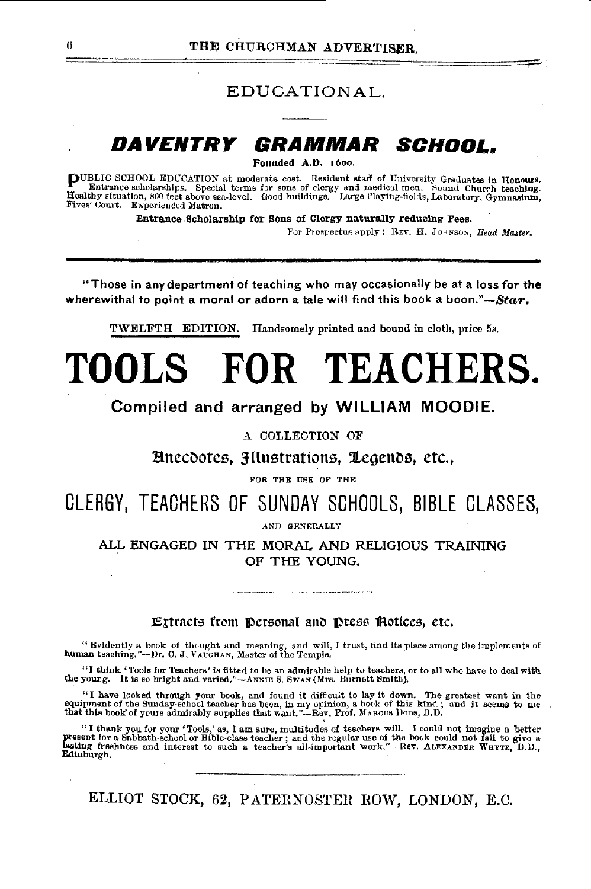## EDUCATIONAL.

# DAVENTRY GRAMMAR SCHOOL.

**Founded A.D. 1600.**

PUBLIC SCHOOL EDUCATION at moderate cost. Resident staff of University Graduates in Honours. Entrance scholarships. Special terms for sons of clergy and medical men. Sound Church teaching. Healthy situation, 800 feet above sea-level. Good buildings. Large Playing-fields, Laboratory, Gymnasium, Fives' Court. Experienced Matron.

**Entrance Scholarship for Sons of Clergy naturally reducing Fees.**

For Prospectus apply: REV. H. JOHNSON, *Head Master.*

---

**"Those in any department of teaching who may occasionally be at a loss for the wherewithal to point a moral or adorn a tale will find this book a boon."—*Star.***

TWELFTH EDITION. Handsomely printed and bound in cloth, price 5s.

# TOOLS FOR TEACHERS.

## Compiled and arranged by WILLIAM MOODIE.

A COLLECTION OF

### Anecdotes, Illustrations, Legends, etc.,

FOR THE USE OF THE

## CLERGY, TEACHERS OF SUNDAY SCHOOLS, BIBLE CLASSES,

AND GENERALLY

### ALL ENGAGED IN THE MORAL AND RELIGIOUS TRAINING OF THE YOUNG.

### Extracts from Personal and Press Notices, etc.

"Evidently a book of thought and meaning, and will, I trust, find its place among the implements of human teaching."—Dr. C. J. VAUGHAN, Master of the Temple.

"I think 'Tools for Teachers' is fitted to be an admirable help to teachers, or to all who have to deal with the young. It is so bright and varied."—ANNIE S. SWAN (Mrs. Burnett Smith).

"I have looked through your book, and found it difficult to lay it down. The greatest want in the equipment of the Sunday-school teacher has been, in my opinion, a book of this kind; and it seems to me that this book of yours admirably supplies that want."—Rev. Prof. MARCUS DODS, D.D.

"I thank you for your 'Tools,' as, I am sure, multitudes of teachers will. I could not imagine a better present for a Sabbath-school or Bible-class teacher; and the regular use of the book could not fail to give a lasting freshness and interest to such a teacher's all-important work."—Rev. ALEXANDER WHYTE, D.D., Edinburgh.

---

ELLIOT STOCK, 62, PATERNOSTER ROW, LONDON, E.C.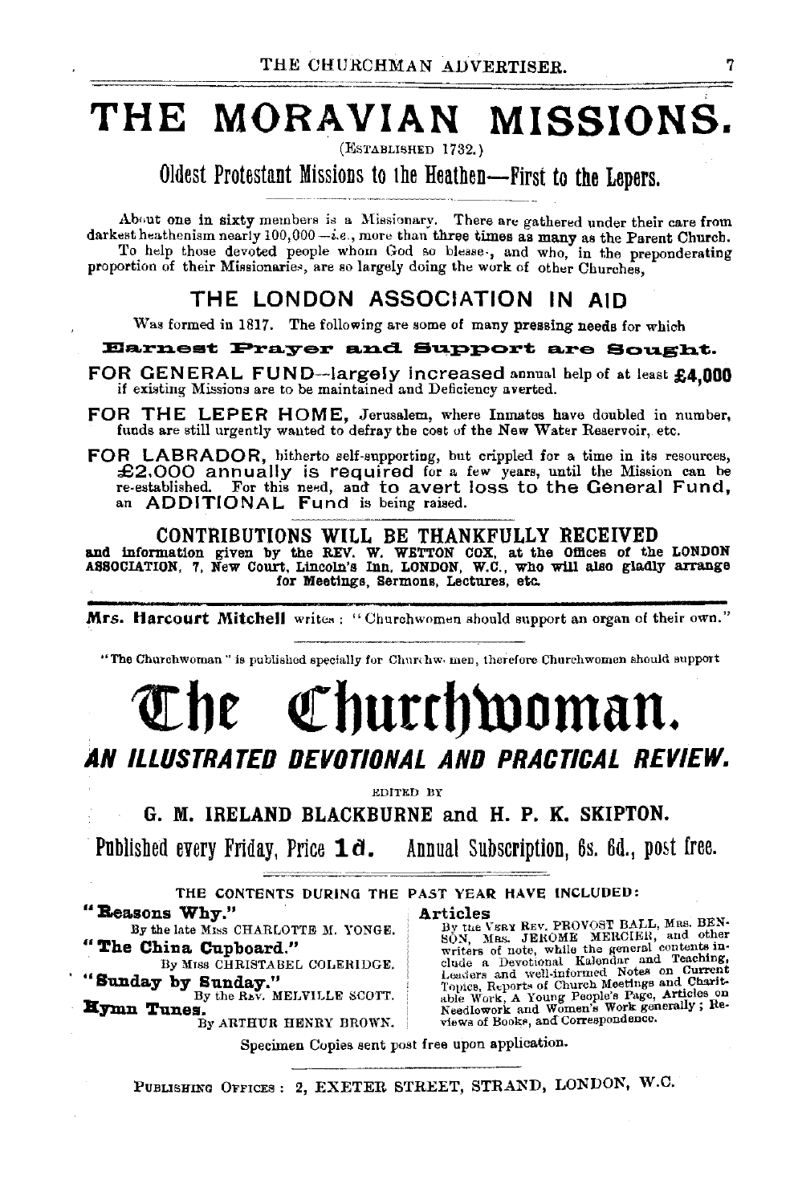# THE MORAVIAN MISSIONS.

(ESTABLISHED 1732.)

## Oldest Protestant Missions to the Heathen—First to the Lepers.

About one in sixty members is a Missionary. There are gathered under their care from darkest heathenism nearly 100,000—*i.e.*, more than three times as many as the Parent Church.

To help those devoted people whom God so blesses, and who, in the preponderating proportion of their Missionaries, are so largely doing the work of other Churches,

## THE LONDON ASSOCIATION IN AID

Was formed in 1817. The following are some of many pressing needs for which

**Earnest Prayer and Support are Sought.**

**FOR GENERAL FUND**—largely increased annual help of at least **£4,000** if existing Missions are to be maintained and Deficiency averted.

**FOR THE LEPER HOME,** Jerusalem, where Inmates have doubled in number, funds are still urgently wanted to defray the cost of the New Water Reservoir, etc.

**FOR LABRADOR,** hitherto self-supporting, but crippled for a time in its resources, £2,000 annually is required for a few years, until the Mission can be re-established. For this need, and to avert loss to the General Fund, an ADDITIONAL Fund is being raised.

**CONTRIBUTIONS WILL BE THANKFULLY RECEIVED**
**and information given by the REV. W. WETTON COX, at the Offices of the LONDON ASSOCIATION, 7, New Court, Lincoln's Inn, LONDON, W.C., who will also gladly arrange for Meetings, Sermons, Lectures, etc.**

---

**Mrs. Harcourt Mitchell** writes: "Churchwomen should support an organ of their own."

"The Churchwoman" is published specially for Churchwomen, therefore Churchwomen should support

# The Churchwoman.

## *AN ILLUSTRATED DEVOTIONAL AND PRACTICAL REVIEW.*

EDITED BY

**G. M. IRELAND BLACKBURNE and H. P. K. SKIPTON.**

**Published every Friday, Price 1d. Annual Subscription, 6s. 6d., post free.**

THE CONTENTS DURING THE PAST YEAR HAVE INCLUDED:

**"Reasons Why."**
By the late Miss CHARLOTTE M. YONGE.

**"The China Cupboard."**
By Miss CHRISTABEL COLERIDGE.

**"Sunday by Sunday."**
By the Rev. MELVILLE SCOTT.

**Hymn Tunes.**
By ARTHUR HENRY BROWN.

**Articles**
By the Very Rev. PROVOST BALL, Mrs. BENSON, Mrs. JEROME MERCIER, and other writers of note, while the general contents include a Devotional Kalendar and Teaching, Leaders and well-informed Notes on Current Topics, Reports of Church Meetings and Charitable Work, A Young People's Page, Articles on Needlework and Women's Work generally; Reviews of Books, and Correspondence.

Specimen Copies sent post free upon application.

PUBLISHING OFFICES: 2, EXETER STREET, STRAND, LONDON, W.C.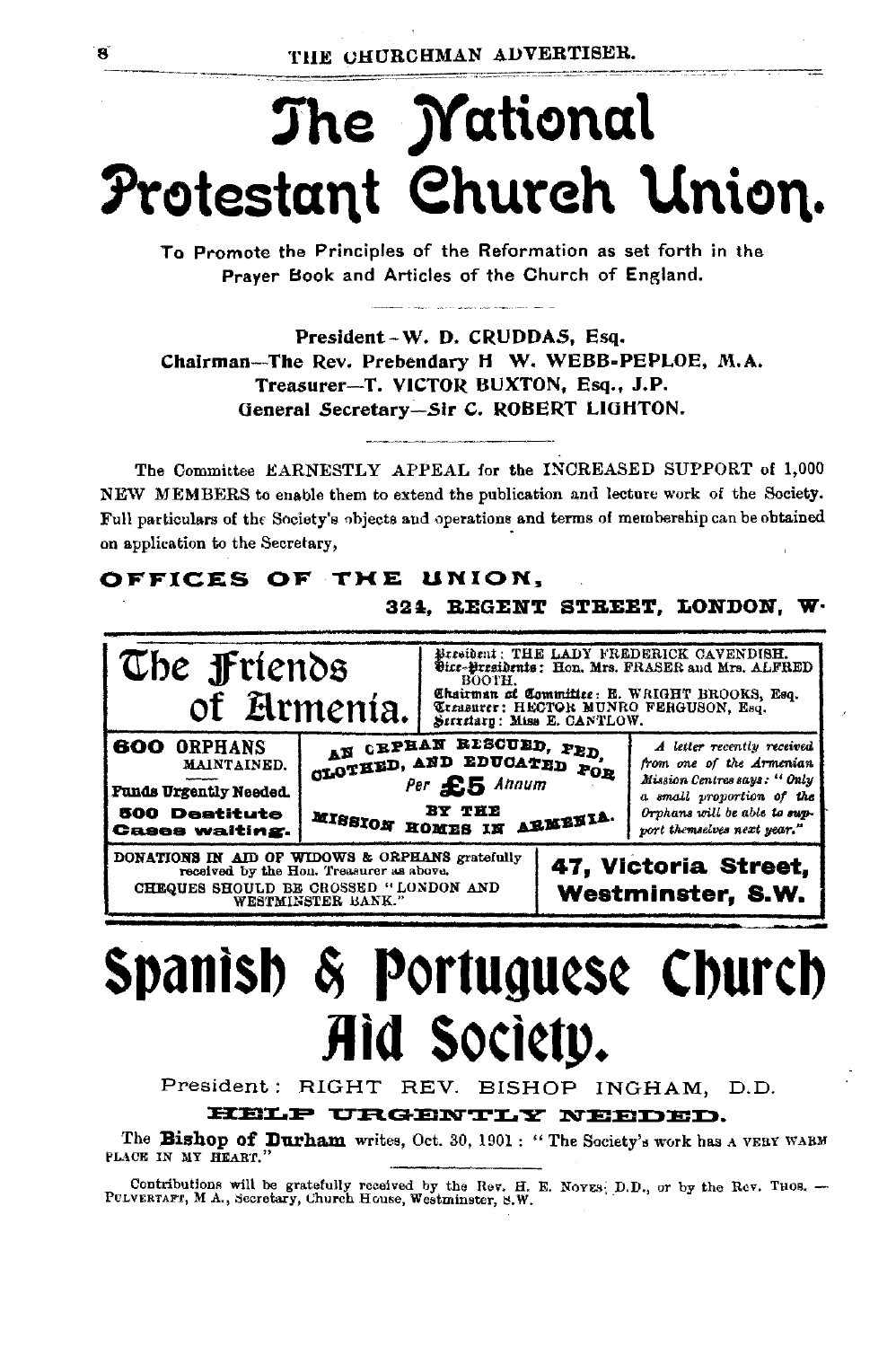# The National Protestant Church Union.

To Promote the Principles of the Reformation as set forth in the Prayer Book and Articles of the Church of England.

President—W. D. CRUDDAS, Esq.
Chairman—The Rev. Prebendary H. W. WEBB-PEPLOE, M.A.
Treasurer—T. VICTOR BUXTON, Esq., J.P.
General Secretary—Sir C. ROBERT LIGHTON.

The Committee EARNESTLY APPEAL for the INCREASED SUPPORT of 1,000 NEW MEMBERS to enable them to extend the publication and lecture work of the Society. Full particulars of the Society's objects and operations and terms of membership can be obtained on application to the Secretary,

**OFFICES OF THE UNION,**
**324, REGENT STREET, LONDON, W.**

---

# The Friends of Armenia.

President: THE LADY FREDERICK CAVENDISH.
Vice-Presidents: Hon. Mrs. FRASER and Mrs. ALFRED BOOTH.
Chairman of Committee: E. WRIGHT BROOKS, Esq.
Treasurer: HECTOR MUNRO FERGUSON, Esq.
Secretary: Miss E. CANTLOW.

**600 ORPHANS** MAINTAINED.
**Funds Urgently Needed.**
**500 Destitute Cases waiting.**

AN ORPHAN RESCUED, FED, CLOTHED, AND EDUCATED FOR
Per **£5** Annum
BY THE MISSION HOMES IN ARMENIA.

*A letter recently received from one of the Armenian Mission Centres says: "Only a small proportion of the Orphans will be able to support themselves next year."*

DONATIONS IN AID OF WIDOWS & ORPHANS gratefully received by the Hon. Treasurer as above.
CHEQUES SHOULD BE CROSSED "LONDON AND WESTMINSTER BANK."

**47, Victoria Street, Westminster, S.W.**

---

# Spanish & Portuguese Church Aid Society.

President: RIGHT REV. BISHOP INGHAM, D.D.

**HELP URGENTLY NEEDED.**

The **Bishop of Durham** writes, Oct. 30, 1901: "The Society's work has A VERY WARM PLACE IN MY HEART."

Contributions will be gratefully received by the Rev. H. E. NOYES, D.D., or by the Rev. THOS. PULVERTAFT, M.A., Secretary, Church House, Westminster, S.W.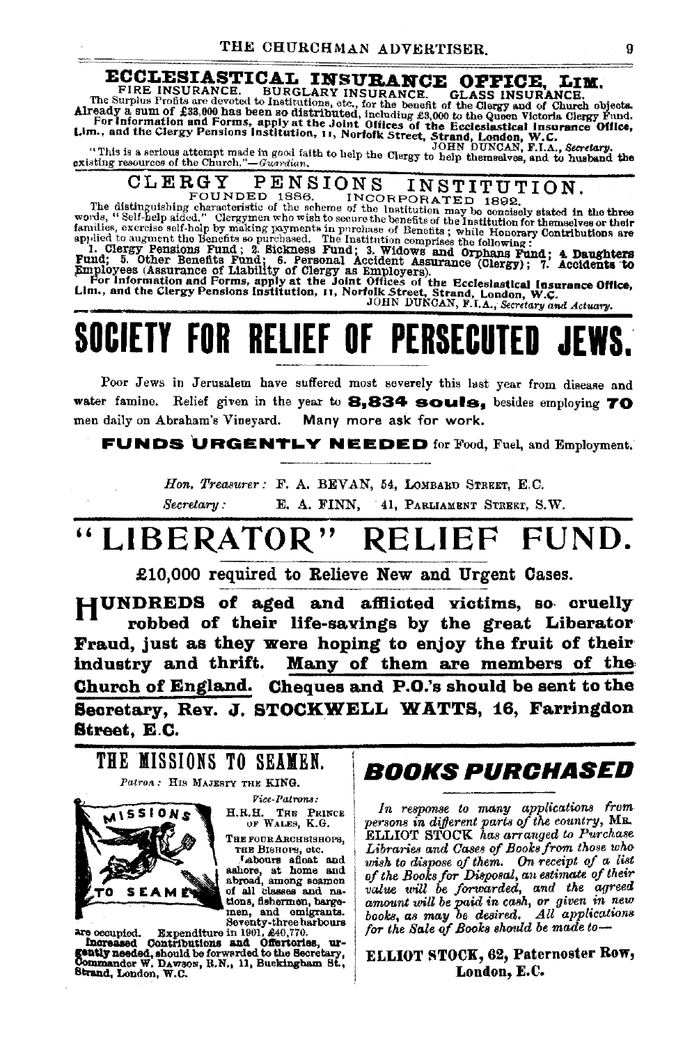# ECCLESIASTICAL INSURANCE OFFICE, LIM.

FIRE INSURANCE. BURGLARY INSURANCE. GLASS INSURANCE.

The Surplus Profits are devoted to Institutions, etc., for the benefit of the Clergy and of Church objects. Already a sum of £33,000 has been so distributed, including £3,000 to the Queen Victoria Clergy Fund. **For Information and Forms, apply at the Joint Offices of the Ecclesiastical Insurance Office, Lim., and the Clergy Pensions Institution, 11, Norfolk Street, Strand, London, W.C.**

JOHN DUNCAN, F.I.A., *Secretary.*

"This is a serious attempt made in good faith to help the Clergy to help themselves, and to husband the existing resources of the Church."—*Guardian.*

# CLERGY PENSIONS INSTITUTION.

FOUNDED 1886. INCORPORATED 1892.

The distinguishing characteristic of the scheme of the Institution may be concisely stated in the three words, "Self-help aided." Clergymen who wish to secure the benefits of the Institution for themselves or their families, exercise self-help by making payments in purchase of Benefits; while Honorary Contributions are applied to augment the Benefits so purchased. The Institution comprises the following:

**1. Clergy Pensions Fund; 2. Sickness Fund; 3. Widows and Orphans Fund; 4. Daughters Fund; 5. Other Benefits Fund; 6. Personal Accident Assurance (Clergy); 7. Accidents to Employees (Assurance of Liability of Clergy as Employers).**

**For Information and Forms, apply at the Joint Offices of the Ecclesiastical Insurance Office, Lim., and the Clergy Pensions Institution, 11, Norfolk Street, Strand, London, W.C.**

JOHN DUNCAN, F.I.A., *Secretary and Actuary.*

# SOCIETY FOR RELIEF OF PERSECUTED JEWS.

Poor Jews in Jerusalem have suffered most severely this last year from disease and water famine. Relief given in the year to **8,834 souls,** besides employing **70** men daily on Abraham's Vineyard. Many more ask for work.

**FUNDS URGENTLY NEEDED** for Food, Fuel, and Employment.

*Hon. Treasurer:* F. A. BEVAN, 54, LOMBARD STREET, E.C.

*Secretary:* E. A. FINN, 41, PARLIAMENT STREET, S.W.

# "LIBERATOR" RELIEF FUND.

**£10,000 required to Relieve New and Urgent Cases.**

**HUNDREDS of aged and afflicted victims, so cruelly robbed of their life-savings by the great Liberator Fraud, just as they were hoping to enjoy the fruit of their industry and thrift. Many of them are members of the Church of England. Cheques and P.O.'s should be sent to the Secretary, Rev. J. STOCKWELL WATTS, 16, Farringdon Street, E.C.**

## THE MISSIONS TO SEAMEN.

*Patron:* HIS MAJESTY THE KING.

*Vice-Patrons:* H.R.H. THE PRINCE OF WALES, K.G. THE FOUR ARCHBISHOPS, THE BISHOPS, etc.

Labours afloat and ashore, at home and abroad, among seamen of all classes and nations, fishermen, bargemen, and emigrants. Seventy-three harbours are occupied. Expenditure in 1901, £40,770.

**Increased Contributions and Offertories, urgently needed,** should be forwarded to the Secretary, Commander W. DAWSON, R.N., 11, Buckingham St., Strand, London, W.C.

## BOOKS PURCHASED

*In response to many applications from persons in different parts of the country,* MR. ELLIOT STOCK *has arranged to Purchase Libraries and Cases of Books from those who wish to dispose of them. On receipt of a list of the Books for Disposal, an estimate of their value will be forwarded, and the agreed amount will be paid in cash, or given in new books, as may be desired. All applications for the Sale of Books should be made to—*

**ELLIOT STOCK, 62, Paternoster Row, London, E.C.**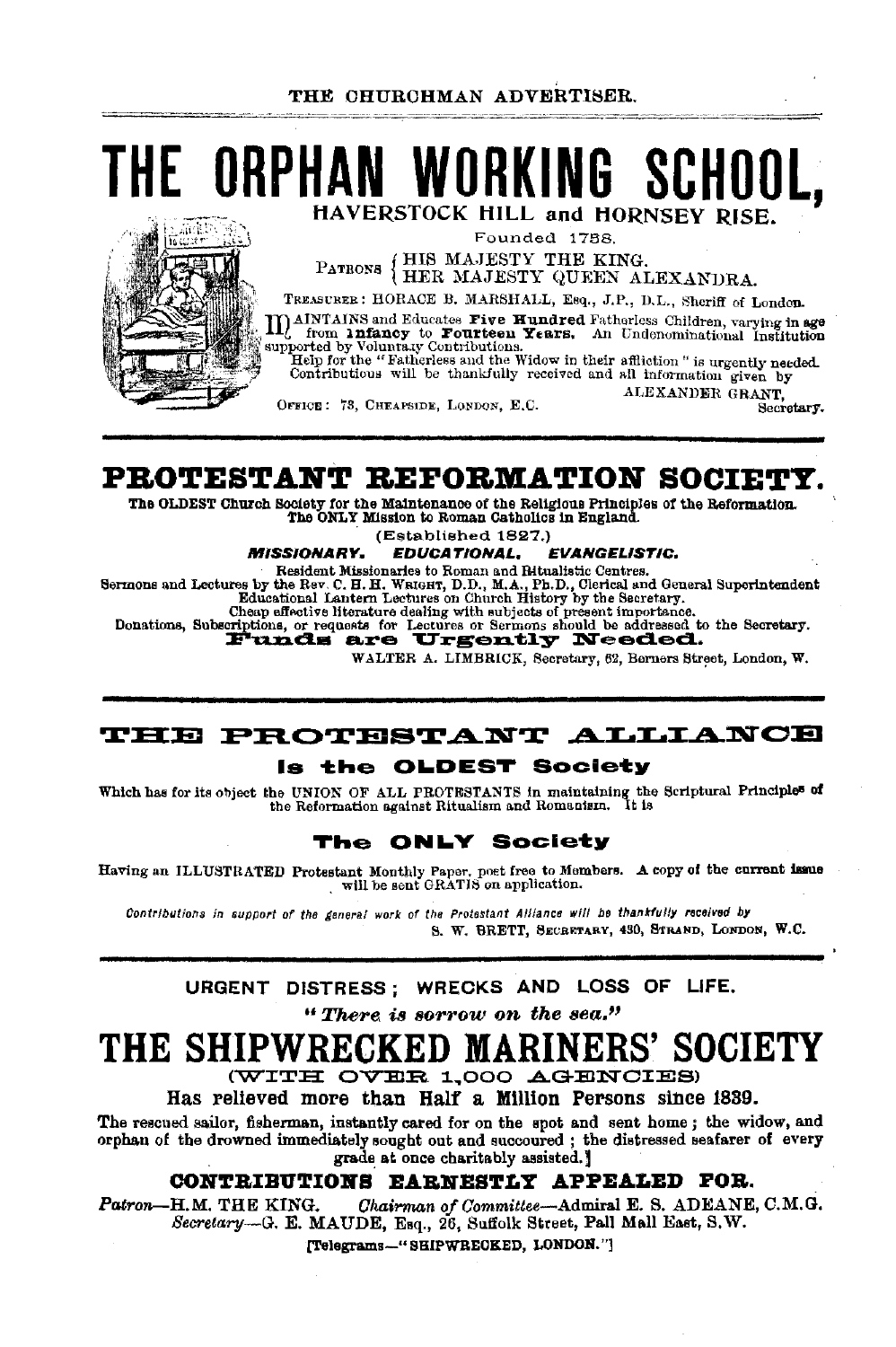# THE ORPHAN WORKING SCHOOL,

## HAVERSTOCK HILL and HORNSEY RISE.

Founded 1758.

PATRONS { HIS MAJESTY THE KING.
HER MAJESTY QUEEN ALEXANDRA.

TREASURER: HORACE B. MARSHALL, Esq., J.P., D.L., Sheriff of London.

MAINTAINS and Educates **Five Hundred** Fatherless Children, varying in age from **Infancy** to **Fourteen Years.** An Undenominational Institution supported by Voluntary Contributions.

Help for the "Fatherless and the Widow in their affliction" is urgently needed. Contributions will be thankfully received and all information given by

ALEXANDER GRANT, Secretary.

OFFICE: 73, CHEAPSIDE, LONDON, E.C.

---

# PROTESTANT REFORMATION SOCIETY.

**The OLDEST Church Society for the Maintenance of the Religious Principles of the Reformation. The ONLY Mission to Roman Catholics in England.**

(Established 1827.)

***MISSIONARY. EDUCATIONAL. EVANGELISTIC.***

Resident Missionaries to Roman and Ritualistic Centres.
Sermons and Lectures by the Rev. C. H. H. WRIGHT, D.D., M.A., Ph.D., Clerical and General Superintendent
Educational Lantern Lectures on Church History by the Secretary.
Cheap effective literature dealing with subjects of present importance.
Donations, Subscriptions, or requests for Lectures or Sermons should be addressed to the Secretary.

**Funds are Urgently Needed.**

WALTER A. LIMBRICK, Secretary, 62, Berners Street, London, W.

---

# THE PROTESTANT ALLIANCE

### Is the OLDEST Society

Which has for its object the UNION OF ALL PROTESTANTS in maintaining the Scriptural Principles of the Reformation against Ritualism and Romanism. It is

### The ONLY Society

Having an ILLUSTRATED Protestant Monthly Paper, post free to Members. A copy of the current issue will be sent GRATIS on application.

*Contributions in support of the general work of the Protestant Alliance will be thankfully received by*
S. W. BRETT, SECRETARY, 430, STRAND, LONDON, W.C.

---

URGENT DISTRESS; WRECKS AND LOSS OF LIFE.

*"There is sorrow on the sea."*

# THE SHIPWRECKED MARINERS' SOCIETY

(WITH OVER 1,000 AGENCIES)

**Has relieved more than Half a Million Persons since 1839.**

The rescued sailor, fisherman, instantly cared for on the spot and sent home; the widow, and orphan of the drowned immediately sought out and succoured; the distressed seafarer of every grade at once charitably assisted.]

**CONTRIBUTIONS EARNESTLY APPEALED FOR.**

*Patron*—H.M. THE KING. *Chairman of Committee*—Admiral E. S. ADEANE, C.M.G.
*Secretary*—G. E. MAUDE, Esq., 26, Suffolk Street, Pall Mall East, S.W.

[Telegrams—"SHIPWRECKED, LONDON."]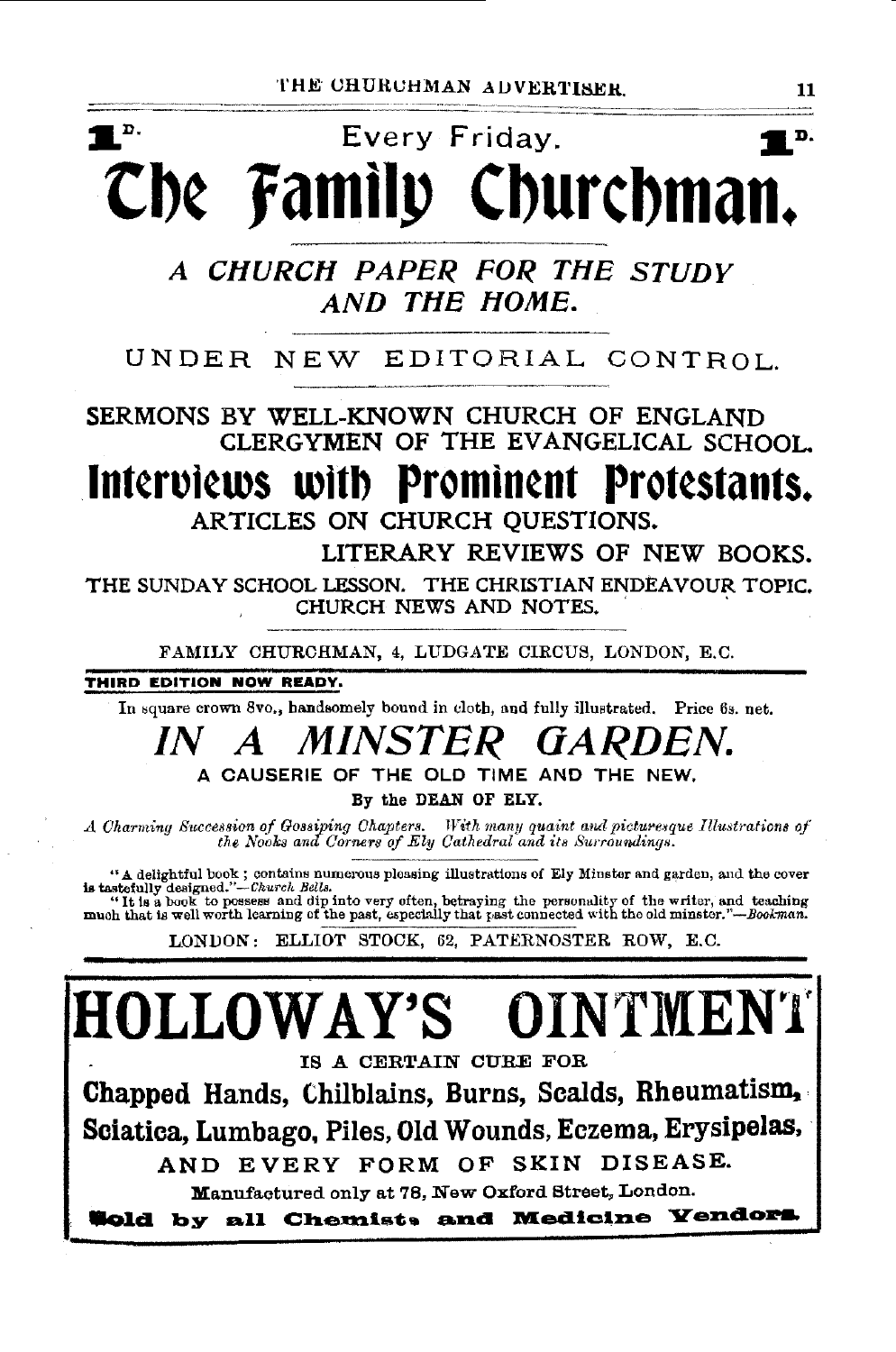1D. Every Friday. 1D.

# The Family Churchman.

## *A CHURCH PAPER FOR THE STUDY AND THE HOME.*

UNDER NEW EDITORIAL CONTROL.

SERMONS BY WELL-KNOWN CHURCH OF ENGLAND CLERGYMEN OF THE EVANGELICAL SCHOOL.

## Interviews with Prominent Protestants.

ARTICLES ON CHURCH QUESTIONS.

LITERARY REVIEWS OF NEW BOOKS.

THE SUNDAY SCHOOL LESSON. THE CHRISTIAN ENDEAVOUR TOPIC. CHURCH NEWS AND NOTES.

FAMILY CHURCHMAN, 4, LUDGATE CIRCUS, LONDON, E.C.

---

**THIRD EDITION NOW READY.**

In square crown 8vo., handsomely bound in cloth, and fully illustrated. Price 6s. net.

# *IN A MINSTER GARDEN.*

A CAUSERIE OF THE OLD TIME AND THE NEW.

By the DEAN OF ELY.

*A Charming Succession of Gossiping Chapters. With many quaint and picturesque Illustrations of the Nooks and Corners of Ely Cathedral and its Surroundings.*

"A delightful book; contains numerous pleasing illustrations of Ely Minster and garden, and the cover is tastefully designed."—*Church Bells.*

"It is a book to possess and dip into very often, betraying the personality of the writer, and teaching much that is well worth learning of the past, especially that past connected with the old minster."—*Bookman.*

LONDON: ELLIOT STOCK, 62, PATERNOSTER ROW, E.C.

---

# HOLLOWAY'S OINTMENT

IS A CERTAIN CURE FOR

**Chapped Hands, Chilblains, Burns, Scalds, Rheumatism, Sciatica, Lumbago, Piles, Old Wounds, Eczema, Erysipelas,**

AND EVERY FORM OF SKIN DISEASE.

Manufactured only at 78, New Oxford Street, London.

**Sold by all Chemists and Medicine Vendors.**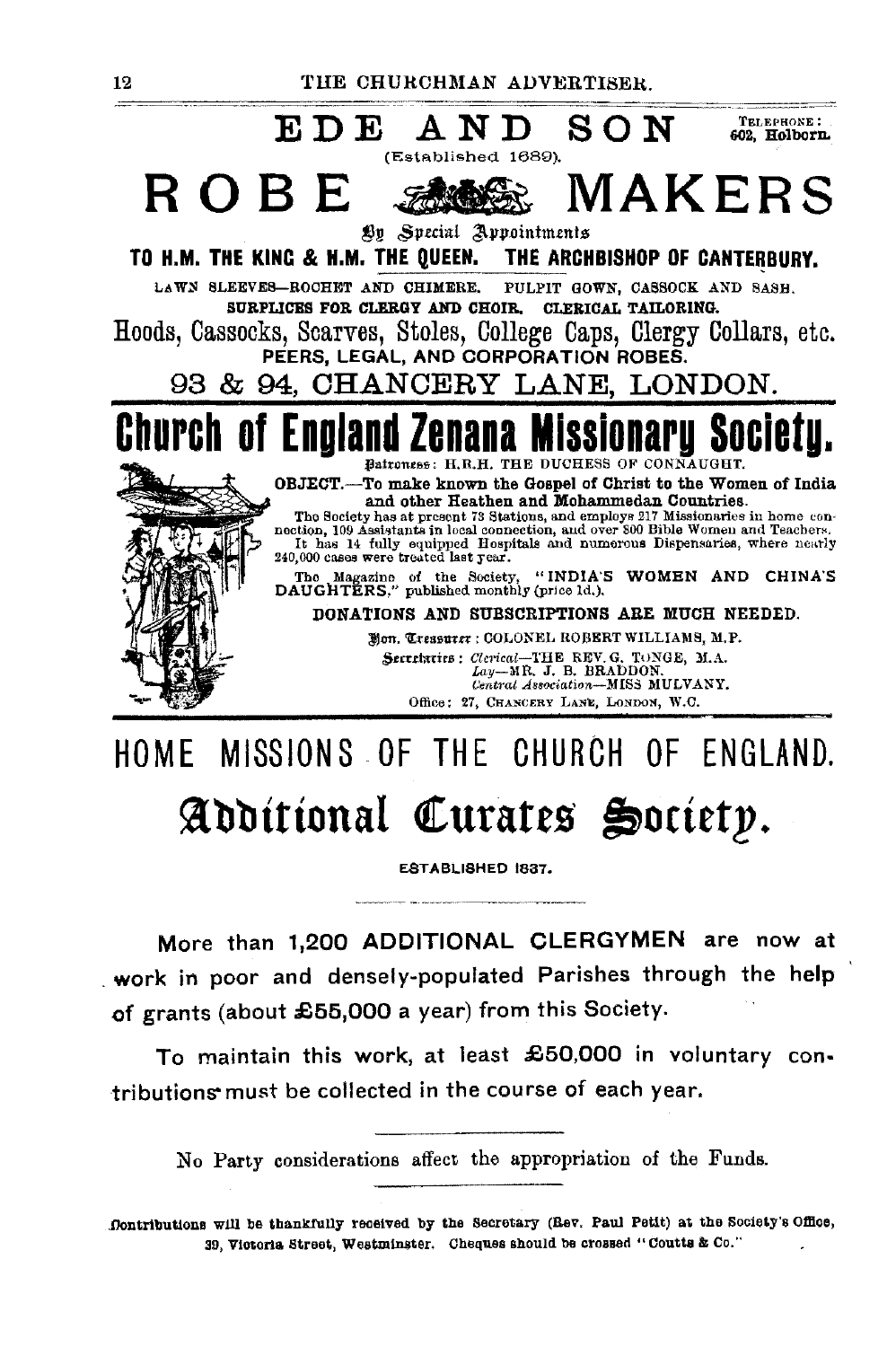# EDE AND SON

TELEPHONE: 602, Holborn.

(Established 1689).

# ROBE MAKERS

By Special Appointments

**TO H.M. THE KING & H.M. THE QUEEN. THE ARCHBISHOP OF CANTERBURY.**

LAWN SLEEVES—ROCHET AND CHIMERE. PULPIT GOWN, CASSOCK AND SASH.

**SURPLICES FOR CLERGY AND CHOIR. CLERICAL TAILORING.**

Hoods, Cassocks, Scarves, Stoles, College Caps, Clergy Collars, etc.

PEERS, LEGAL, AND CORPORATION ROBES.

93 & 94, CHANCERY LANE, LONDON.

---

# Church of England Zenana Missionary Society.

Patroness: H.R.H. THE DUCHESS OF CONNAUGHT.

**OBJECT.—To make known the Gospel of Christ to the Women of India and other Heathen and Mohammedan Countries.**

The Society has at present 73 Stations, and employs 217 Missionaries in home connection, 109 Assistants in local connection, and over 800 Bible Women and Teachers.

It has 14 fully equipped Hospitals and numerous Dispensaries, where nearly 240,000 cases were treated last year.

The Magazine of the Society, "INDIA'S WOMEN AND CHINA'S DAUGHTERS," published monthly (price 1d.).

**DONATIONS AND SUBSCRIPTIONS ARE MUCH NEEDED.**

Hon. Treasurer: COLONEL ROBERT WILLIAMS, M.P.

Secretaries: *Clerical*—THE REV. G. TONGE, M.A.
*Lay*—MR. J. B. BRADDON.
*Central Association*—MISS MULVANY.

Office: 27, CHANCERY LANE, LONDON, W.C.

---

# HOME MISSIONS OF THE CHURCH OF ENGLAND.

# Additional Curates' Society.

ESTABLISHED 1837.

More than 1,200 ADDITIONAL CLERGYMEN are now at work in poor and densely-populated Parishes through the help of grants (about £55,000 a year) from this Society.

To maintain this work, at least £50,000 in voluntary contributions must be collected in the course of each year.

No Party considerations affect the appropriation of the Funds.

Contributions will be thankfully received by the Secretary (Rev. Paul Petit) at the Society's Office, 39, Victoria Street, Westminster. Cheques should be crossed "Coutts & Co."